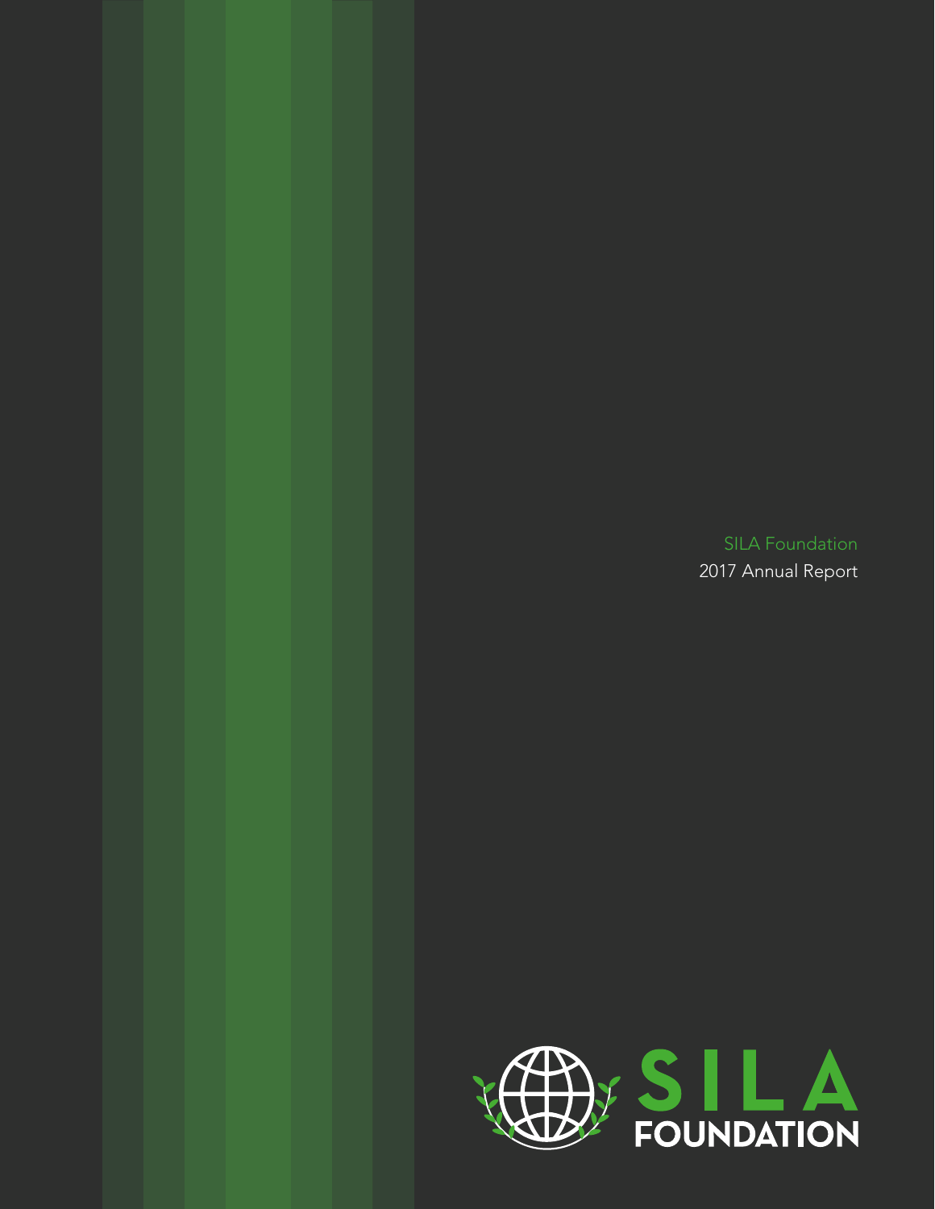SILA Foundation

2017 Annual Report

SILA FOUNDATION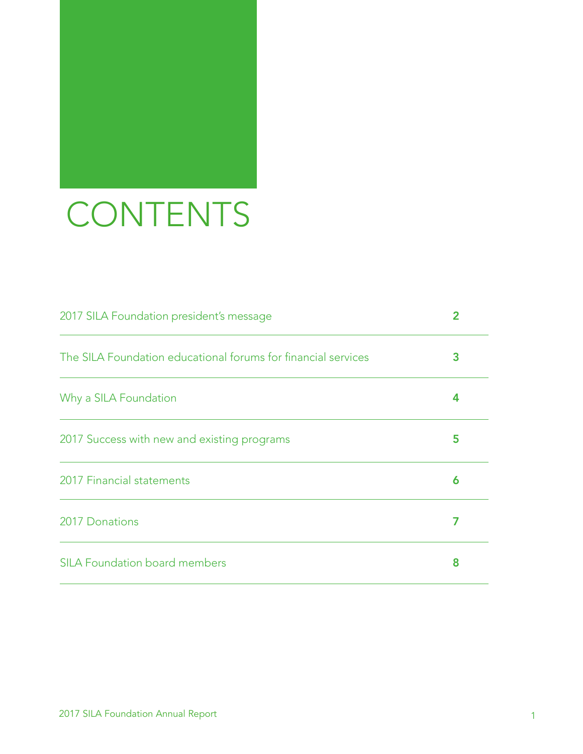# CONTENTS

| | |
|---|---|
| 2017 SILA Foundation president's message | **2** |
| The SILA Foundation educational forums for financial services | **3** |
| Why a SILA Foundation | **4** |
| 2017 Success with new and existing programs | **5** |
| 2017 Financial statements | **6** |
| 2017 Donations | **7** |
| SILA Foundation board members | **8** |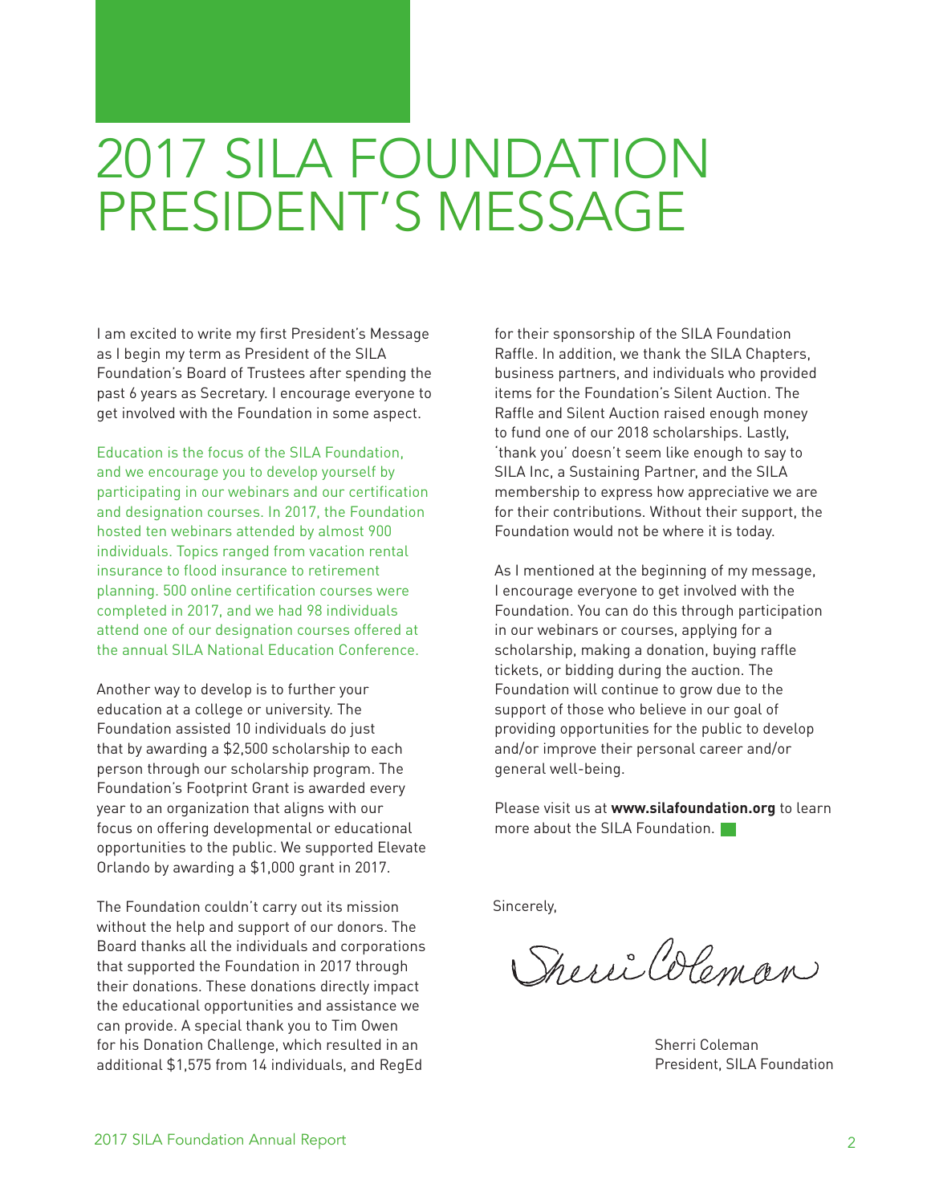# 2017 SILA FOUNDATION PRESIDENT'S MESSAGE

I am excited to write my first President's Message as I begin my term as President of the SILA Foundation's Board of Trustees after spending the past 6 years as Secretary. I encourage everyone to get involved with the Foundation in some aspect.

Education is the focus of the SILA Foundation, and we encourage you to develop yourself by participating in our webinars and our certification and designation courses. In 2017, the Foundation hosted ten webinars attended by almost 900 individuals. Topics ranged from vacation rental insurance to flood insurance to retirement planning. 500 online certification courses were completed in 2017, and we had 98 individuals attend one of our designation courses offered at the annual SILA National Education Conference.

Another way to develop is to further your education at a college or university. The Foundation assisted 10 individuals do just that by awarding a $2,500 scholarship to each person through our scholarship program. The Foundation's Footprint Grant is awarded every year to an organization that aligns with our focus on offering developmental or educational opportunities to the public. We supported Elevate Orlando by awarding a $1,000 grant in 2017.

The Foundation couldn't carry out its mission without the help and support of our donors. The Board thanks all the individuals and corporations that supported the Foundation in 2017 through their donations. These donations directly impact the educational opportunities and assistance we can provide. A special thank you to Tim Owen for his Donation Challenge, which resulted in an additional $1,575 from 14 individuals, and RegEd for their sponsorship of the SILA Foundation Raffle. In addition, we thank the SILA Chapters, business partners, and individuals who provided items for the Foundation's Silent Auction. The Raffle and Silent Auction raised enough money to fund one of our 2018 scholarships. Lastly, 'thank you' doesn't seem like enough to say to SILA Inc, a Sustaining Partner, and the SILA membership to express how appreciative we are for their contributions. Without their support, the Foundation would not be where it is today.

As I mentioned at the beginning of my message, I encourage everyone to get involved with the Foundation. You can do this through participation in our webinars or courses, applying for a scholarship, making a donation, buying raffle tickets, or bidding during the auction. The Foundation will continue to grow due to the support of those who believe in our goal of providing opportunities for the public to develop and/or improve their personal career and/or general well-being.

Please visit us at **www.silafoundation.org** to learn more about the SILA Foundation.

Sincerely,

Sherri Coleman

Sherri Coleman
President, SILA Foundation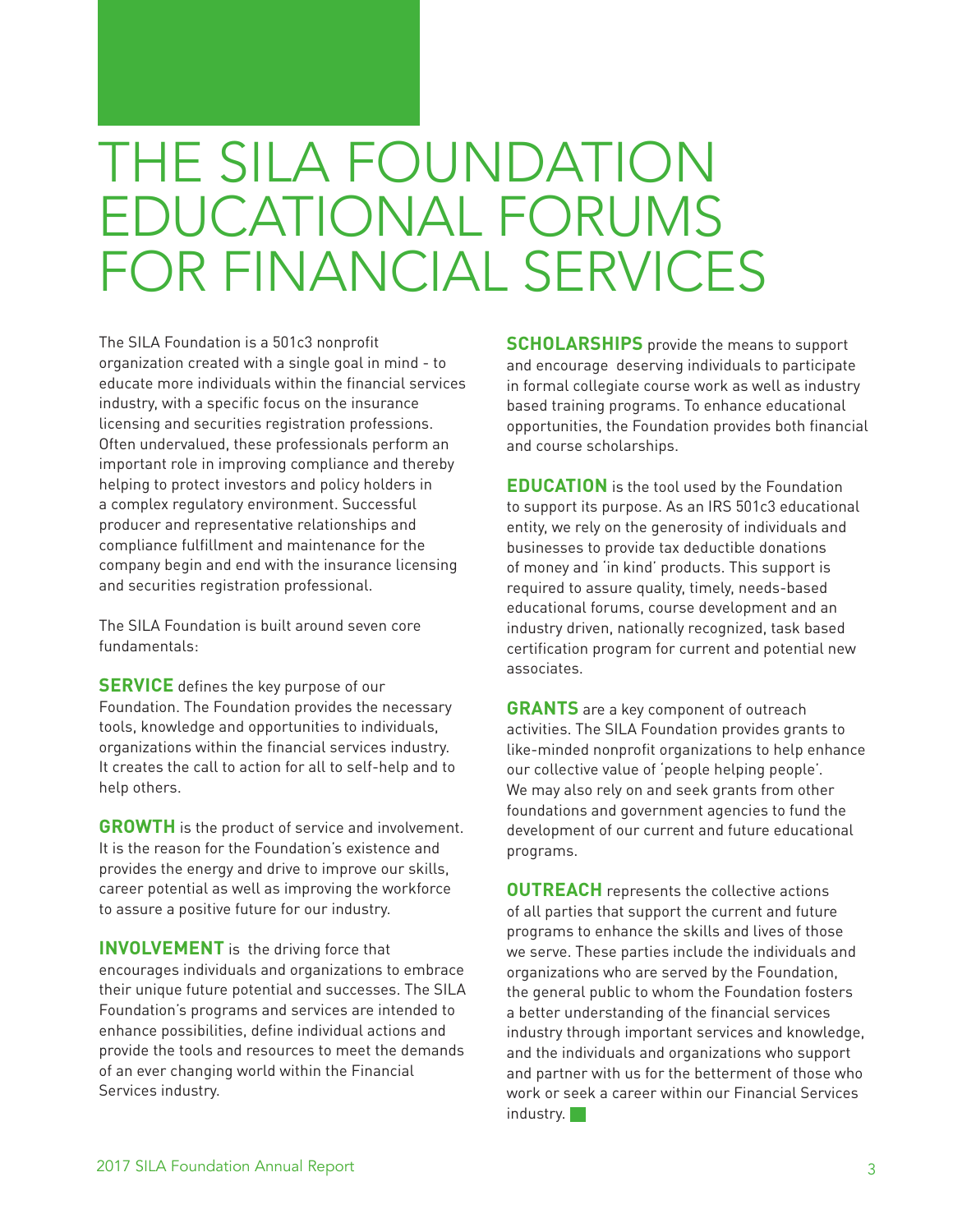# THE SILA FOUNDATION EDUCATIONAL FORUMS FOR FINANCIAL SERVICES

The SILA Foundation is a 501c3 nonprofit organization created with a single goal in mind - to educate more individuals within the financial services industry, with a specific focus on the insurance licensing and securities registration professions. Often undervalued, these professionals perform an important role in improving compliance and thereby helping to protect investors and policy holders in a complex regulatory environment. Successful producer and representative relationships and compliance fulfillment and maintenance for the company begin and end with the insurance licensing and securities registration professional.

The SILA Foundation is built around seven core fundamentals:

**SERVICE** defines the key purpose of our Foundation. The Foundation provides the necessary tools, knowledge and opportunities to individuals, organizations within the financial services industry. It creates the call to action for all to self-help and to help others.

**GROWTH** is the product of service and involvement. It is the reason for the Foundation's existence and provides the energy and drive to improve our skills, career potential as well as improving the workforce to assure a positive future for our industry.

**INVOLVEMENT** is the driving force that encourages individuals and organizations to embrace their unique future potential and successes. The SILA Foundation's programs and services are intended to enhance possibilities, define individual actions and provide the tools and resources to meet the demands of an ever changing world within the Financial Services industry.

**SCHOLARSHIPS** provide the means to support and encourage deserving individuals to participate in formal collegiate course work as well as industry based training programs. To enhance educational opportunities, the Foundation provides both financial and course scholarships.

**EDUCATION** is the tool used by the Foundation to support its purpose. As an IRS 501c3 educational entity, we rely on the generosity of individuals and businesses to provide tax deductible donations of money and 'in kind' products. This support is required to assure quality, timely, needs-based educational forums, course development and an industry driven, nationally recognized, task based certification program for current and potential new associates.

**GRANTS** are a key component of outreach activities. The SILA Foundation provides grants to like-minded nonprofit organizations to help enhance our collective value of 'people helping people'. We may also rely on and seek grants from other foundations and government agencies to fund the development of our current and future educational programs.

**OUTREACH** represents the collective actions of all parties that support the current and future programs to enhance the skills and lives of those we serve. These parties include the individuals and organizations who are served by the Foundation, the general public to whom the Foundation fosters a better understanding of the financial services industry through important services and knowledge, and the individuals and organizations who support and partner with us for the betterment of those who work or seek a career within our Financial Services industry.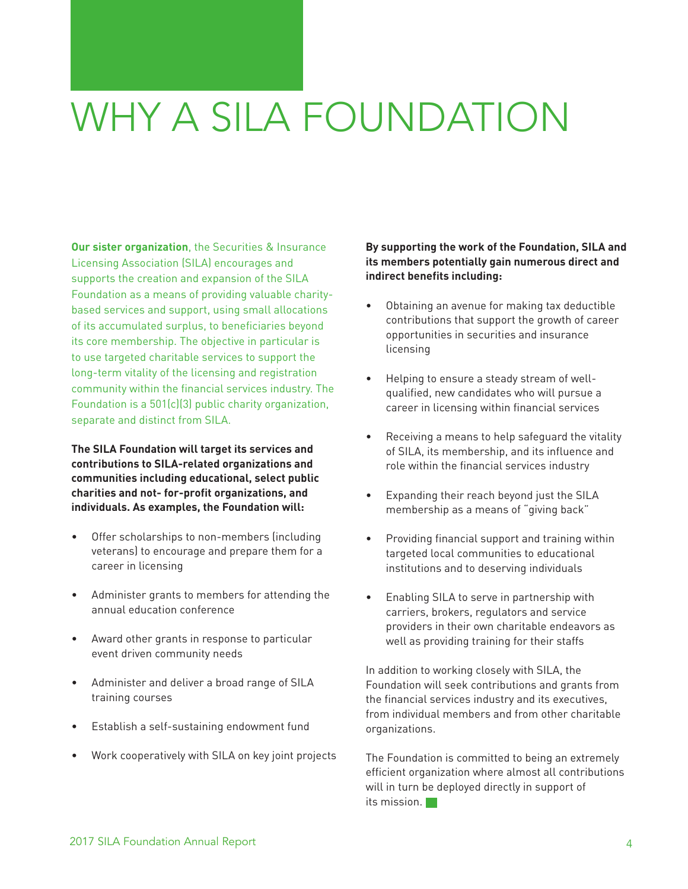# WHY A SILA FOUNDATION

**Our sister organization**, the Securities & Insurance Licensing Association (SILA) encourages and supports the creation and expansion of the SILA Foundation as a means of providing valuable charity-based services and support, using small allocations of its accumulated surplus, to beneficiaries beyond its core membership. The objective in particular is to use targeted charitable services to support the long-term vitality of the licensing and registration community within the financial services industry. The Foundation is a 501(c)(3) public charity organization, separate and distinct from SILA.

**The SILA Foundation will target its services and contributions to SILA-related organizations and communities including educational, select public charities and not- for-profit organizations, and individuals. As examples, the Foundation will:**

- Offer scholarships to non-members (including veterans) to encourage and prepare them for a career in licensing
- Administer grants to members for attending the annual education conference
- Award other grants in response to particular event driven community needs
- Administer and deliver a broad range of SILA training courses
- Establish a self-sustaining endowment fund
- Work cooperatively with SILA on key joint projects

**By supporting the work of the Foundation, SILA and its members potentially gain numerous direct and indirect benefits including:**

- Obtaining an avenue for making tax deductible contributions that support the growth of career opportunities in securities and insurance licensing
- Helping to ensure a steady stream of well-qualified, new candidates who will pursue a career in licensing within financial services
- Receiving a means to help safeguard the vitality of SILA, its membership, and its influence and role within the financial services industry
- Expanding their reach beyond just the SILA membership as a means of "giving back"
- Providing financial support and training within targeted local communities to educational institutions and to deserving individuals
- Enabling SILA to serve in partnership with carriers, brokers, regulators and service providers in their own charitable endeavors as well as providing training for their staffs

In addition to working closely with SILA, the Foundation will seek contributions and grants from the financial services industry and its executives, from individual members and from other charitable organizations.

The Foundation is committed to being an extremely efficient organization where almost all contributions will in turn be deployed directly in support of its mission.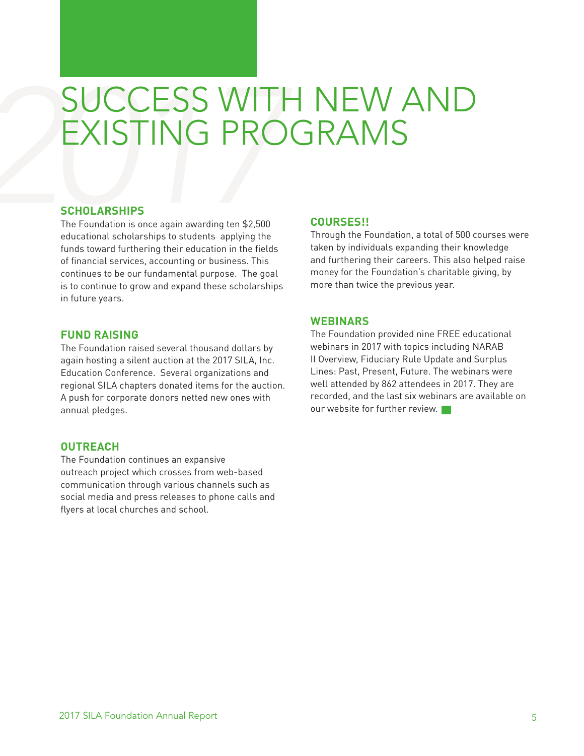# SUCCESS WITH NEW AND EXISTING PROGRAMS

## SCHOLARSHIPS

The Foundation is once again awarding ten $2,500 educational scholarships to students applying the funds toward furthering their education in the fields of financial services, accounting or business. This continues to be our fundamental purpose. The goal is to continue to grow and expand these scholarships in future years.

## FUND RAISING

The Foundation raised several thousand dollars by again hosting a silent auction at the 2017 SILA, Inc. Education Conference. Several organizations and regional SILA chapters donated items for the auction. A push for corporate donors netted new ones with annual pledges.

## OUTREACH

The Foundation continues an expansive outreach project which crosses from web-based communication through various channels such as social media and press releases to phone calls and flyers at local churches and school.

## COURSES!!

Through the Foundation, a total of 500 courses were taken by individuals expanding their knowledge and furthering their careers. This also helped raise money for the Foundation's charitable giving, by more than twice the previous year.

## WEBINARS

The Foundation provided nine FREE educational webinars in 2017 with topics including NARAB II Overview, Fiduciary Rule Update and Surplus Lines: Past, Present, Future. The webinars were well attended by 862 attendees in 2017. They are recorded, and the last six webinars are available on our website for further review.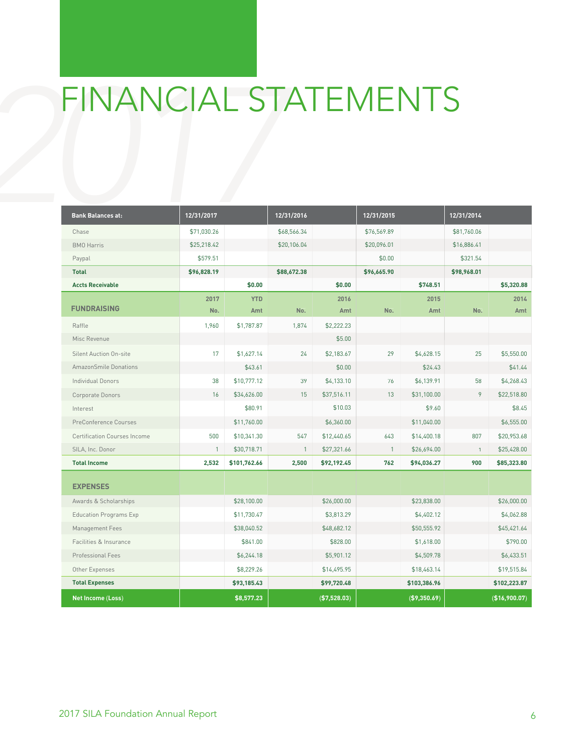# FINANCIAL STATEMENTS

| Bank Balances at: | 12/31/2017 | | 12/31/2016 | | 12/31/2015 | | 12/31/2014 | |
|---|---|---|---|---|---|---|---|---|
| Chase | $71,030.26 | | $68,566.34 | | $76,569.89 | | $81,760.06 | |
| BMO Harris | $25,218.42 | | $20,106.04 | | $20,096.01 | | $16,886.41 | |
| Paypal | $579.51 | | | | $0.00 | | $321.54 | |
| **Total** | **$96,828.19** | | **$88,672.38** | | **$96,665.90** | | **$98,968.01** | |
| **Accts Receivable** | | **$0.00** | | **$0.00** | | **$748.51** | | **$5,320.88** |
| **FUNDRAISING** | **2017 No.** | **YTD Amt** | **No.** | **2016 Amt** | **No.** | **2015 Amt** | **No.** | **2014 Amt** |
| Raffle | 1,960 | $1,787.87 | 1,874 | $2,222.23 | | | | |
| Misc Revenue | | | | $5.00 | | | | |
| Silent Auction On-site | 17 | $1,627.14 | 24 | $2,183.67 | 29 | $4,628.15 | 25 | $5,550.00 |
| AmazonSmile Donations | | $43.61 | | $0.00 | | $24.43 | | $41.44 |
| Individual Donors | 38 | $10,777.12 | 39 | $4,133.10 | 76 | $6,139.91 | 58 | $4,268.43 |
| Corporate Donors | 16 | $34,626.00 | 15 | $37,516.11 | 13 | $31,100.00 | 9 | $22,518.80 |
| Interest | | $80.91 | | $10.03 | | $9.60 | | $8.45 |
| PreConference Courses | | $11,760.00 | | $6,360.00 | | $11,040.00 | | $6,555.00 |
| Certification Courses Income | 500 | $10,341.30 | 547 | $12,440.65 | 643 | $14,400.18 | 807 | $20,953.68 |
| SILA, Inc. Donor | 1 | $30,718.71 | 1 | $27,321.66 | 1 | $26,694.00 | 1 | $25,428.00 |
| **Total Income** | **2,532** | **$101,762.66** | **2,500** | **$92,192.45** | **762** | **$94,036.27** | **900** | **$85,323.80** |
| **EXPENSES** | | | | | | | | |
| Awards & Scholarships | | $28,100.00 | | $26,000.00 | | $23,838.00 | | $26,000.00 |
| Education Programs Exp | | $11,730.47 | | $3,813.29 | | $4,402.12 | | $4,062.88 |
| Management Fees | | $38,040.52 | | $48,682.12 | | $50,555.92 | | $45,421.64 |
| Facilities & Insurance | | $841.00 | | $828.00 | | $1,618.00 | | $790.00 |
| Professional Fees | | $6,244.18 | | $5,901.12 | | $4,509.78 | | $6,433.51 |
| Other Expenses | | $8,229.26 | | $14,495.95 | | $18,463.14 | | $19,515.84 |
| **Total Expenses** | | **$93,185.43** | | **$99,720.48** | | **$103,386.96** | | **$102,223.87** |
| **Net Income (Loss)** | | **$8,577.23** | | **($7,528.03)** | | **($9,350.69)** | | **($16,900.07)** |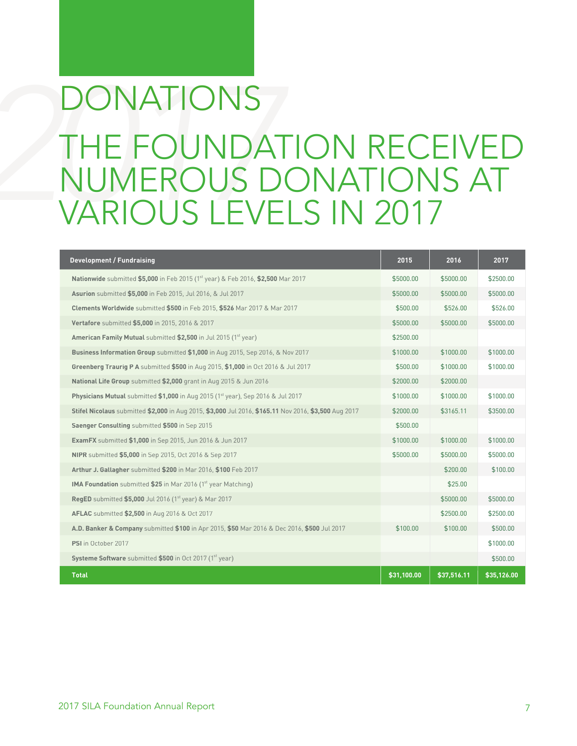# DONATIONS

## THE FOUNDATION RECEIVED NUMEROUS DONATIONS AT VARIOUS LEVELS IN 2017

| Development / Fundraising | 2015 | 2016 | 2017 |
|---|---|---|---|
| **Nationwide** submitted **$5,000** in Feb 2015 (1st year) & Feb 2016, **$2,500** Mar 2017 | $5000.00 | $5000.00 | $2500.00 |
| **Asurion** submitted **$5,000** in Feb 2015, Jul 2016, & Jul 2017 | $5000.00 | $5000.00 | $5000.00 |
| **Clements Worldwide** submitted **$500** in Feb 2015, **$526** Mar 2017 & Mar 2017 | $500.00 | $526.00 | $526.00 |
| **Vertafore** submitted **$5,000** in 2015, 2016 & 2017 | $5000.00 | $5000.00 | $5000.00 |
| **American Family Mutual** submitted **$2,500** in Jul 2015 (1st year) | $2500.00 | | |
| **Business Information Group** submitted **$1,000** in Aug 2015, Sep 2016, & Nov 2017 | $1000.00 | $1000.00 | $1000.00 |
| **Greenberg Traurig P A** submitted **$500** in Aug 2015, **$1,000** in Oct 2016 & Jul 2017 | $500.00 | $1000.00 | $1000.00 |
| **National Life Group** submitted **$2,000** grant in Aug 2015 & Jun 2016 | $2000.00 | $2000.00 | |
| **Physicians Mutual** submitted **$1,000** in Aug 2015 (1st year), Sep 2016 & Jul 2017 | $1000.00 | $1000.00 | $1000.00 |
| **Stifel Nicolaus** submitted **$2,000** in Aug 2015, **$3,000** Jul 2016, **$165.11** Nov 2016, **$3,500** Aug 2017 | $2000.00 | $3165.11 | $3500.00 |
| **Saenger Consulting** submitted **$500** in Sep 2015 | $500.00 | | |
| **ExamFX** submitted **$1,000** in Sep 2015, Jun 2016 & Jun 2017 | $1000.00 | $1000.00 | $1000.00 |
| **NIPR** submitted **$5,000** in Sep 2015, Oct 2016 & Sep 2017 | $5000.00 | $5000.00 | $5000.00 |
| **Arthur J. Gallagher** submitted **$200** in Mar 2016, **$100** Feb 2017 | | $200.00 | $100.00 |
| **IMA Foundation** submitted **$25** in Mar 2016 (1st year Matching) | | $25.00 | |
| **RegED** submitted **$5,000** Jul 2016 (1st year) & Mar 2017 | | $5000.00 | $5000.00 |
| **AFLAC** submitted **$2,500** in Aug 2016 & Oct 2017 | | $2500.00 | $2500.00 |
| **A.D. Banker & Company** submitted **$100** in Apr 2015, **$50** Mar 2016 & Dec 2016, **$500** Jul 2017 | $100.00 | $100.00 | $500.00 |
| **PSI** in October 2017 | | | $1000.00 |
| **Systeme Software** submitted **$500** in Oct 2017 (1st year) | | | $500.00 |
| **Total** | **$31,100.00** | **$37,516.11** | **$35,126.00** |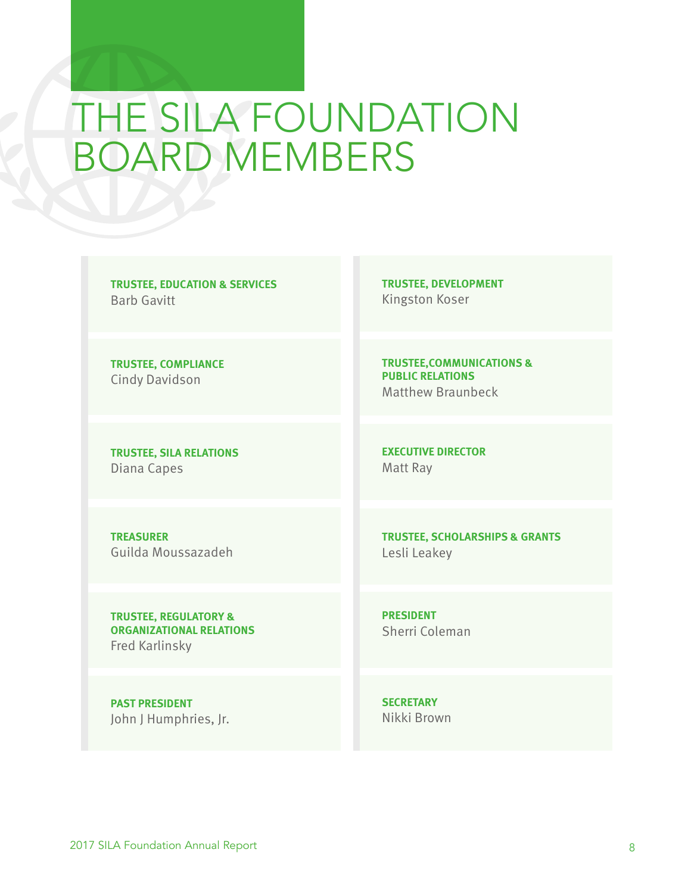# THE SILA FOUNDATION BOARD MEMBERS

**TRUSTEE, EDUCATION & SERVICES**
Barb Gavitt

**TRUSTEE, COMPLIANCE**
Cindy Davidson

**TRUSTEE, SILA RELATIONS**
Diana Capes

**TREASURER**
Guilda Moussazadeh

**TRUSTEE, REGULATORY & ORGANIZATIONAL RELATIONS**
Fred Karlinsky

**PAST PRESIDENT**
John J Humphries, Jr.

**TRUSTEE, DEVELOPMENT**
Kingston Koser

**TRUSTEE,COMMUNICATIONS & PUBLIC RELATIONS**
Matthew Braunbeck

**EXECUTIVE DIRECTOR**
Matt Ray

**TRUSTEE, SCHOLARSHIPS & GRANTS**
Lesli Leakey

**PRESIDENT**
Sherri Coleman

**SECRETARY**
Nikki Brown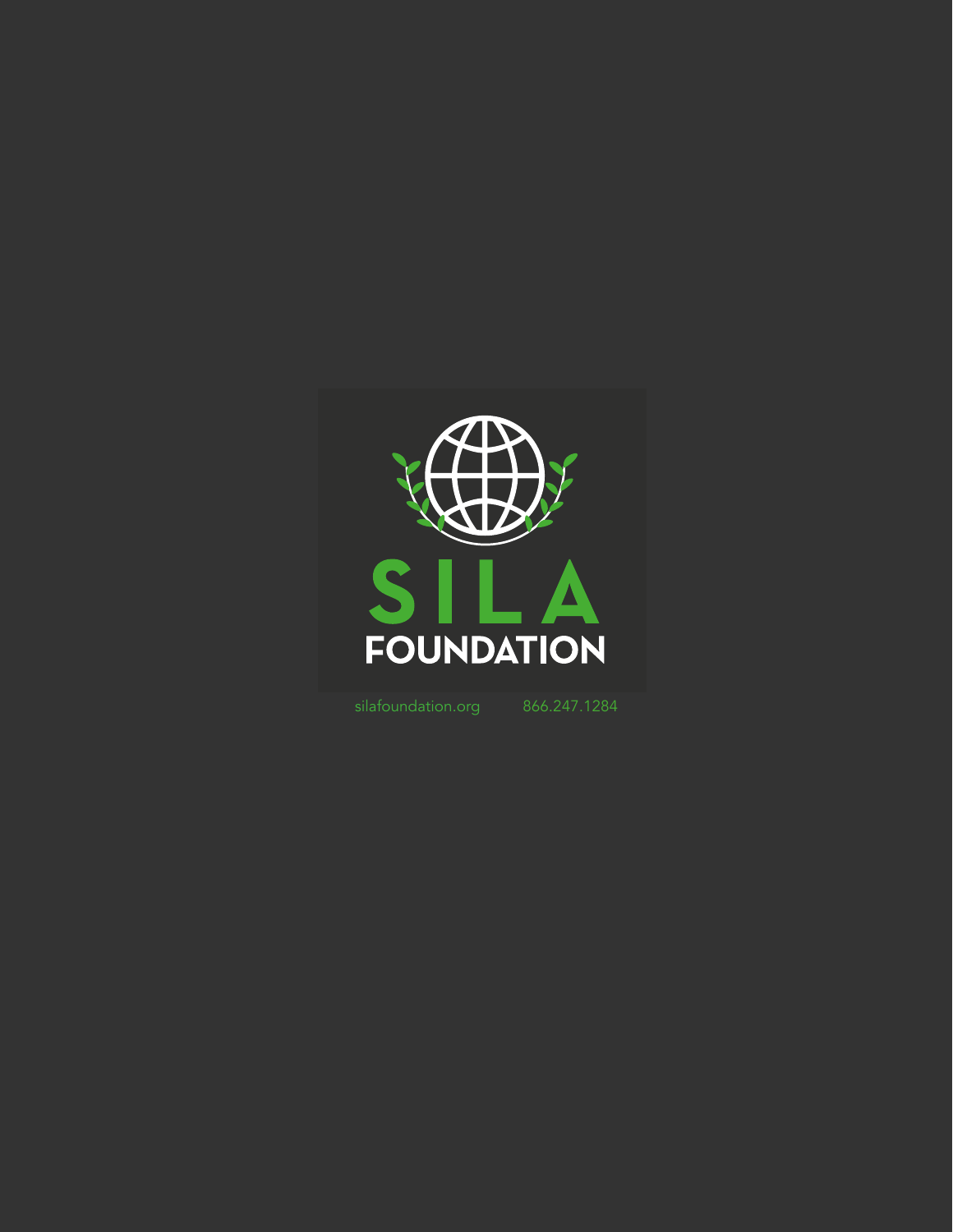SILA

FOUNDATION

silafoundation.org 866.247.1284